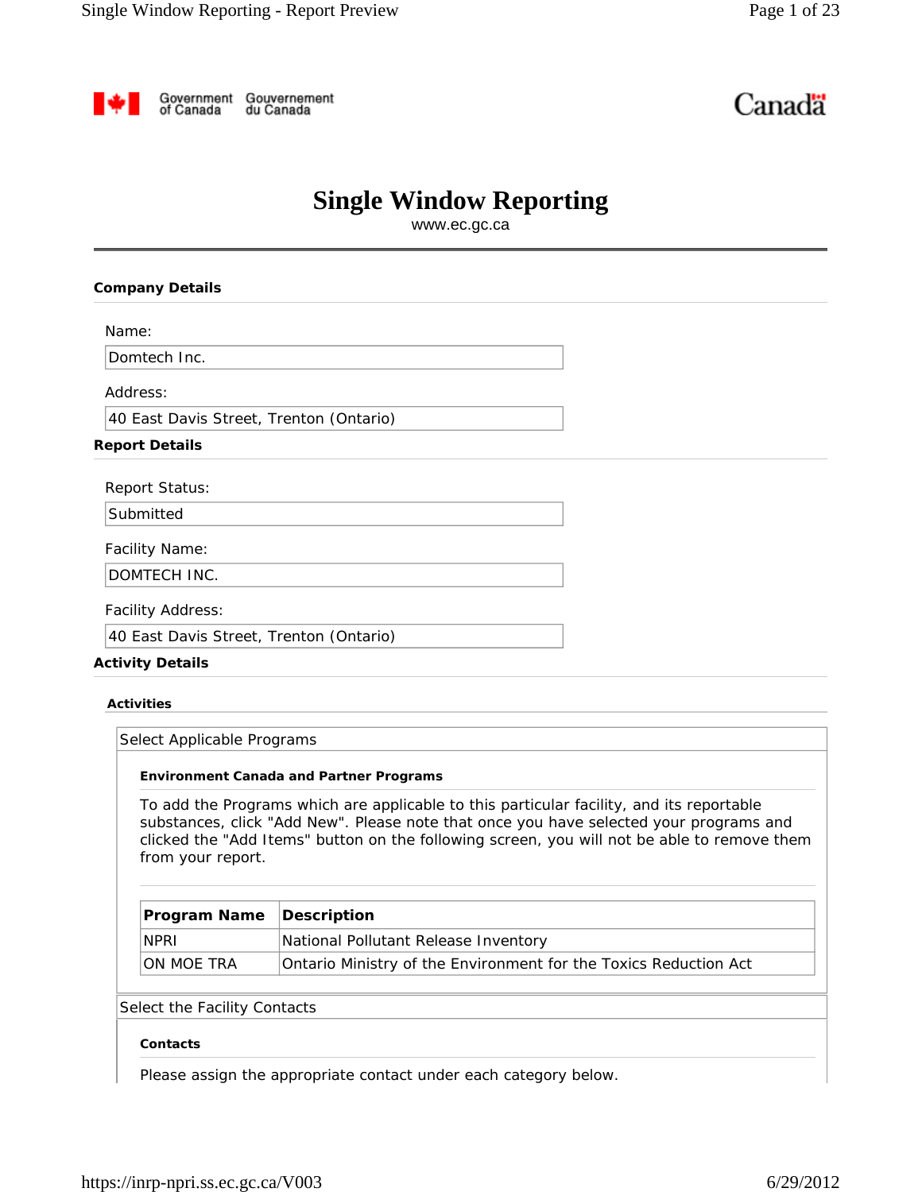Government of Canada / Gouvernement du Canada

Canada

# Single Window Reporting

www.ec.gc.ca

## Company Details

Name:

Domtech Inc.

Address:

40 East Davis Street, Trenton (Ontario)

## Report Details

Report Status:

Submitted

Facility Name:

DOMTECH INC.

Facility Address:

40 East Davis Street, Trenton (Ontario)

## Activity Details

### Activities

Select Applicable Programs

#### Environment Canada and Partner Programs

To add the Programs which are applicable to this particular facility, and its reportable substances, click "Add New". Please note that once you have selected your programs and clicked the "Add Items" button on the following screen, you will not be able to remove them from your report.

| Program Name | Description |
|---|---|
| NPRI | National Pollutant Release Inventory |
| ON MOE TRA | Ontario Ministry of the Environment for the Toxics Reduction Act |

Select the Facility Contacts

#### Contacts

Please assign the appropriate contact under each category below.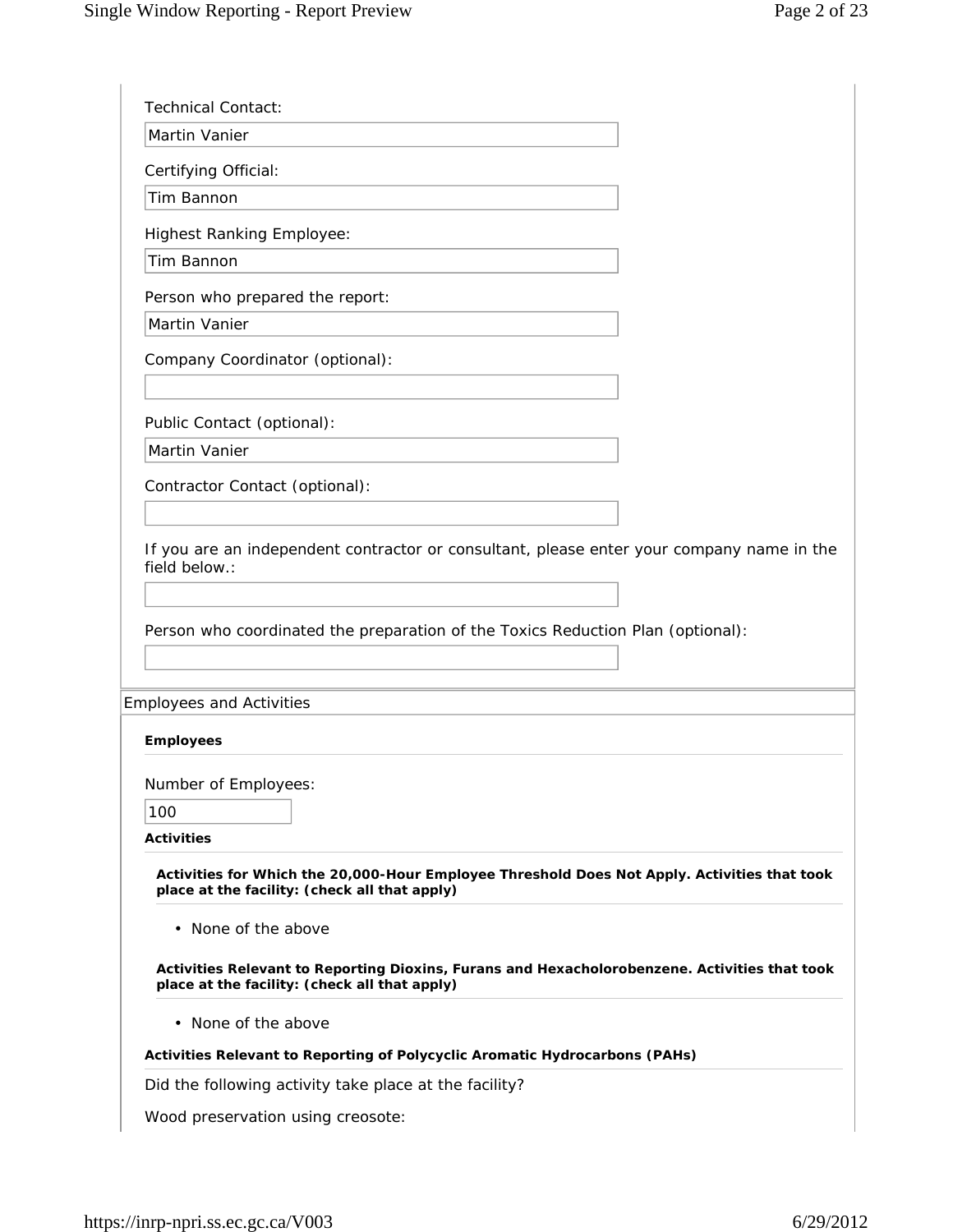Technical Contact:

Martin Vanier

Certifying Official:

Tim Bannon

Highest Ranking Employee:

Tim Bannon

Person who prepared the report:

Martin Vanier

Company Coordinator (optional):

Public Contact (optional):

Martin Vanier

Contractor Contact (optional):

If you are an independent contractor or consultant, please enter your company name in the field below.:

Person who coordinated the preparation of the Toxics Reduction Plan (optional):

## Employees and Activities

**Employees**

Number of Employees:

100

**Activities**

**Activities for Which the 20,000-Hour Employee Threshold Does Not Apply. Activities that took place at the facility: (check all that apply)**

- None of the above

**Activities Relevant to Reporting Dioxins, Furans and Hexacholorobenzene. Activities that took place at the facility: (check all that apply)**

- None of the above

**Activities Relevant to Reporting of Polycyclic Aromatic Hydrocarbons (PAHs)**

Did the following activity take place at the facility?

Wood preservation using creosote: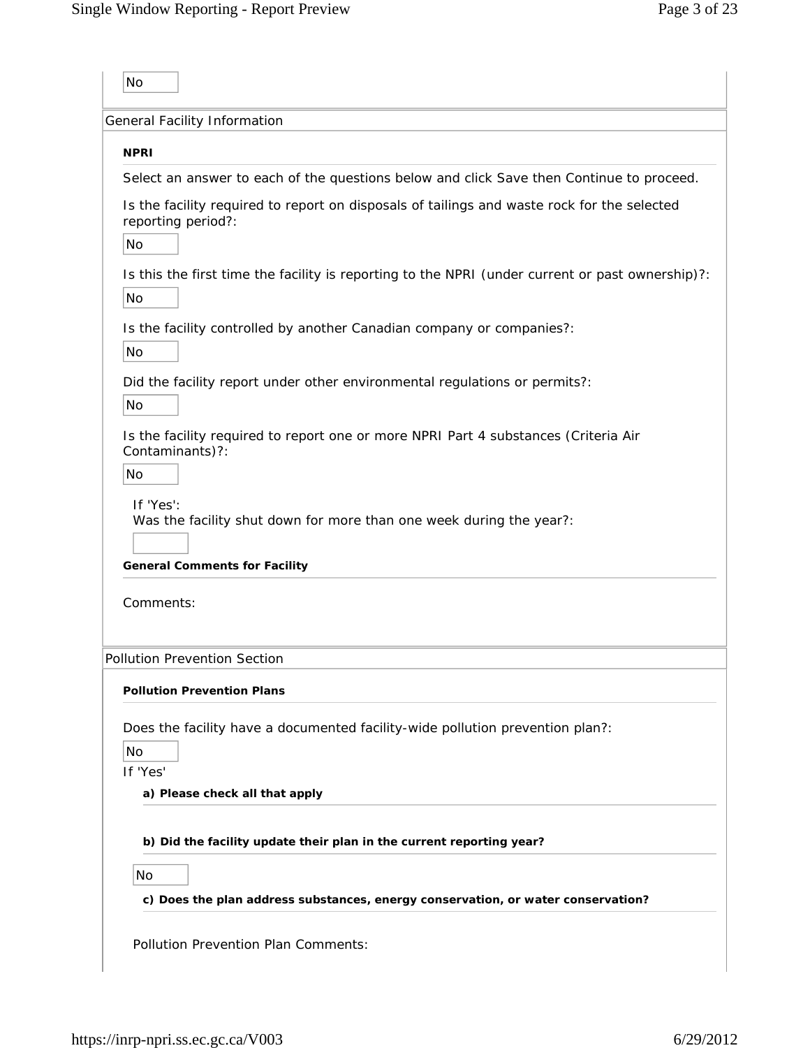No

## General Facility Information

### NPRI

Select an answer to each of the questions below and click Save then Continue to proceed.

Is the facility required to report on disposals of tailings and waste rock for the selected reporting period?:

No

Is this the first time the facility is reporting to the NPRI (under current or past ownership)?:

No

Is the facility controlled by another Canadian company or companies?:

No

Did the facility report under other environmental regulations or permits?:

No

Is the facility required to report one or more NPRI Part 4 substances (Criteria Air Contaminants)?:

No

If 'Yes':
Was the facility shut down for more than one week during the year?:

### General Comments for Facility

Comments:

## Pollution Prevention Section

### Pollution Prevention Plans

Does the facility have a documented facility-wide pollution prevention plan?:

No

If 'Yes'

**a) Please check all that apply**

**b) Did the facility update their plan in the current reporting year?**

No

**c) Does the plan address substances, energy conservation, or water conservation?**

Pollution Prevention Plan Comments: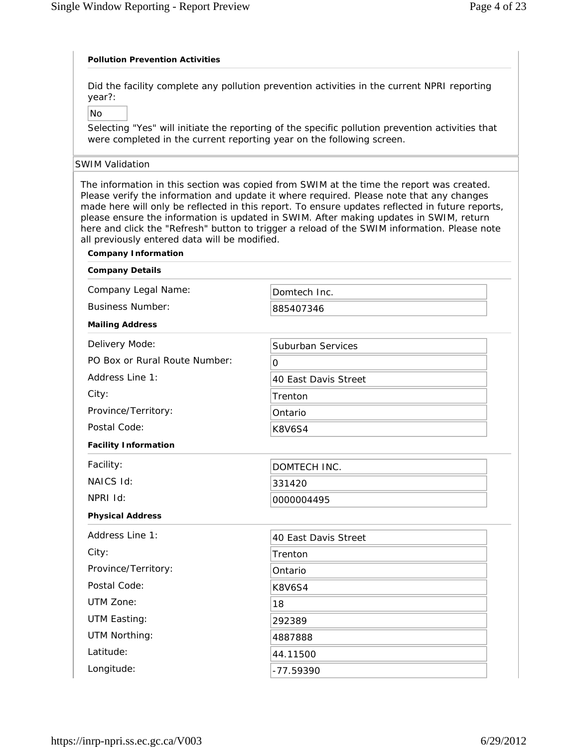### Pollution Prevention Activities

Did the facility complete any pollution prevention activities in the current NPRI reporting year?:

No

Selecting "Yes" will initiate the reporting of the specific pollution prevention activities that were completed in the current reporting year on the following screen.

## SWIM Validation

The information in this section was copied from SWIM at the time the report was created. Please verify the information and update it where required. Please note that any changes made here will only be reflected in this report. To ensure updates reflected in future reports, please ensure the information is updated in SWIM. After making updates in SWIM, return here and click the "Refresh" button to trigger a reload of the SWIM information. Please note all previously entered data will be modified.

### Company Information

#### Company Details

| | |
|---|---|
| Company Legal Name: | Domtech Inc. |
| Business Number: | 885407346 |

#### Mailing Address

| | |
|---|---|
| Delivery Mode: | Suburban Services |
| PO Box or Rural Route Number: | 0 |
| Address Line 1: | 40 East Davis Street |
| City: | Trenton |
| Province/Territory: | Ontario |
| Postal Code: | K8V6S4 |

### Facility Information

| | |
|---|---|
| Facility: | DOMTECH INC. |
| NAICS Id: | 331420 |
| NPRI Id: | 0000004495 |

#### Physical Address

| | |
|---|---|
| Address Line 1: | 40 East Davis Street |
| City: | Trenton |
| Province/Territory: | Ontario |
| Postal Code: | K8V6S4 |
| UTM Zone: | 18 |
| UTM Easting: | 292389 |
| UTM Northing: | 4887888 |
| Latitude: | 44.11500 |
| Longitude: | -77.59390 |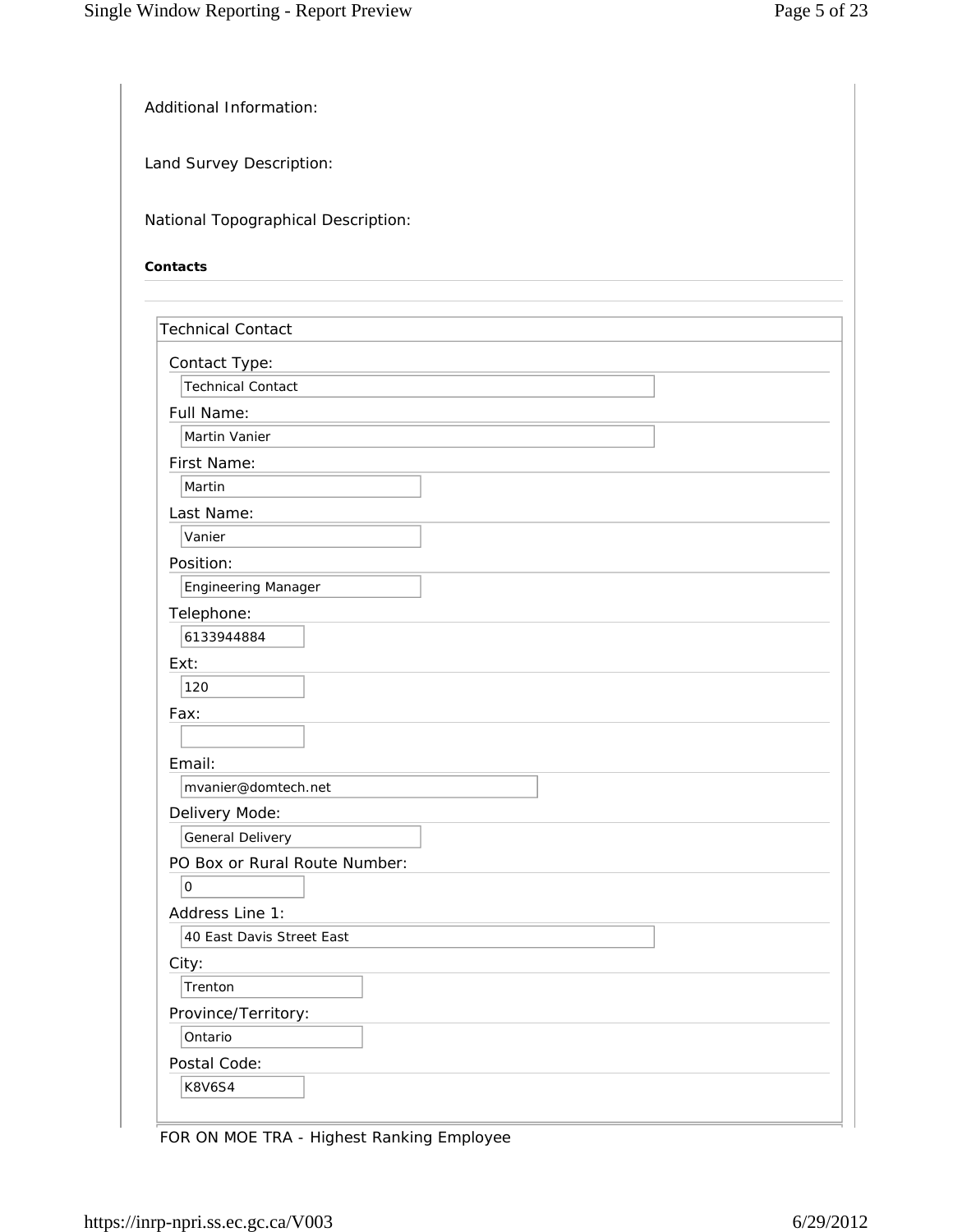Additional Information:

Land Survey Description:

National Topographical Description:

**Contacts**

### Technical Contact

Contact Type:
Technical Contact

Full Name:
Martin Vanier

First Name:
Martin

Last Name:
Vanier

Position:
Engineering Manager

Telephone:
6133944884

Ext:
120

Fax:

Email:
mvanier@domtech.net

Delivery Mode:
General Delivery

PO Box or Rural Route Number:
0

Address Line 1:
40 East Davis Street East

City:
Trenton

Province/Territory:
Ontario

Postal Code:
K8V6S4

FOR ON MOE TRA - Highest Ranking Employee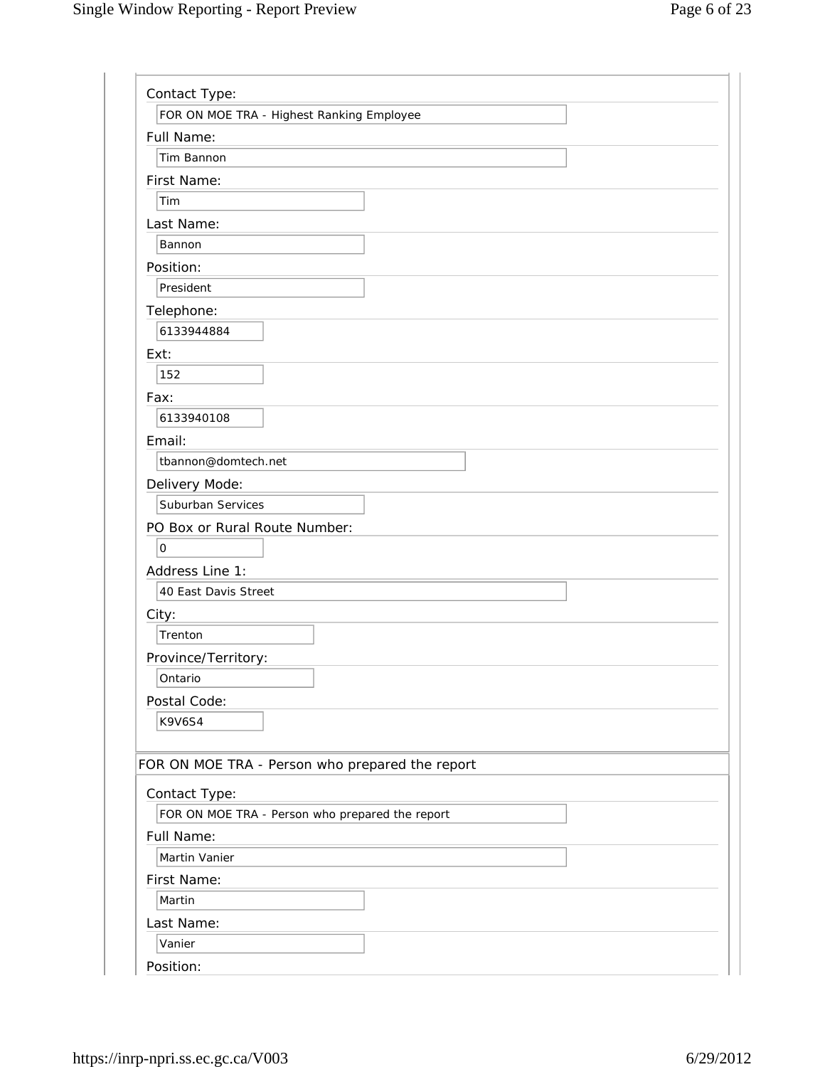Contact Type:

FOR ON MOE TRA - Highest Ranking Employee

Full Name:

Tim Bannon

First Name:

Tim

Last Name:

Bannon

Position:

President

Telephone:

6133944884

Ext:

152

Fax:

6133940108

Email:

tbannon@domtech.net

Delivery Mode:

Suburban Services

PO Box or Rural Route Number:

0

Address Line 1:

40 East Davis Street

City:

Trenton

Province/Territory:

Ontario

Postal Code:

K9V6S4

## FOR ON MOE TRA - Person who prepared the report

Contact Type:

FOR ON MOE TRA - Person who prepared the report

Full Name:

Martin Vanier

First Name:

Martin

Last Name:

Vanier

Position: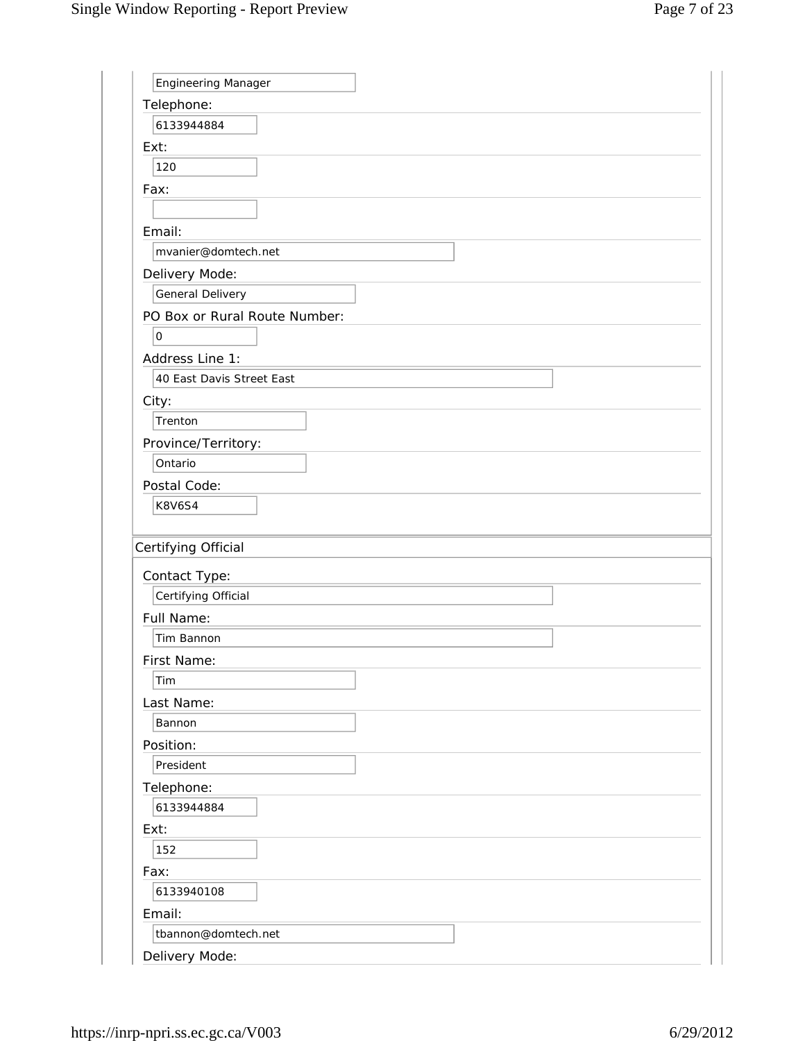Engineering Manager

Telephone:

6133944884

Ext:

120

Fax:

Email:

mvanier@domtech.net

Delivery Mode:

General Delivery

PO Box or Rural Route Number:

0

Address Line 1:

40 East Davis Street East

City:

Trenton

Province/Territory:

Ontario

Postal Code:

K8V6S4

## Certifying Official

Contact Type:

Certifying Official

Full Name:

Tim Bannon

First Name:

Tim

Last Name:

Bannon

Position:

President

Telephone:

6133944884

Ext:

152

Fax:

6133940108

Email:

tbannon@domtech.net

Delivery Mode: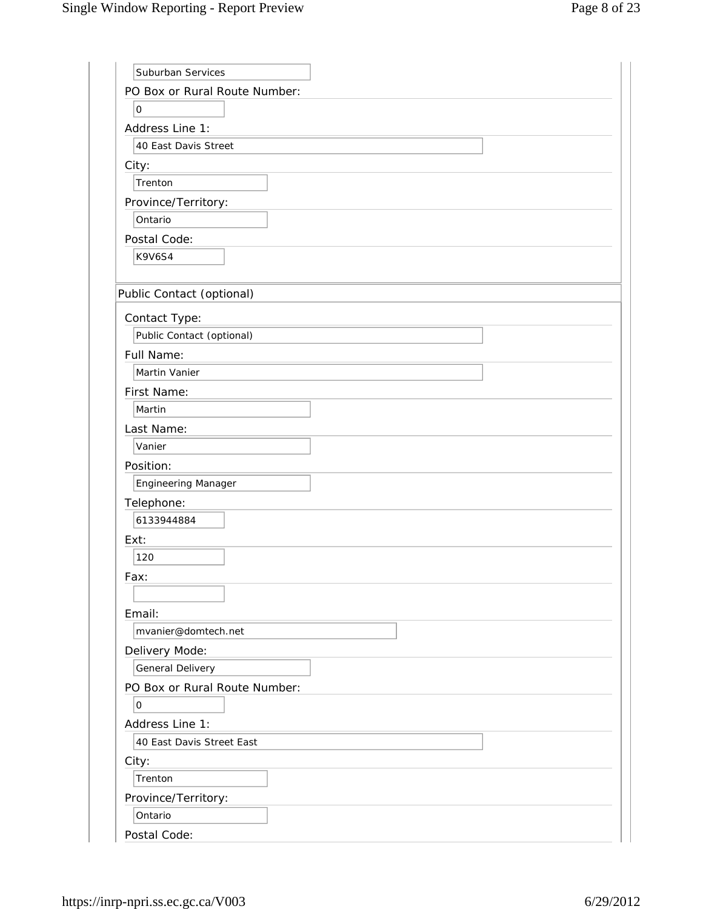Suburban Services

PO Box or Rural Route Number:

0

Address Line 1:

40 East Davis Street

City:

Trenton

Province/Territory:

Ontario

Postal Code:

K9V6S4

## Public Contact (optional)

Contact Type:

Public Contact (optional)

Full Name:

Martin Vanier

First Name:

Martin

Last Name:

Vanier

Position:

Engineering Manager

Telephone:

6133944884

Ext:

120

Fax:

Email:

mvanier@domtech.net

Delivery Mode:

General Delivery

PO Box or Rural Route Number:

0

Address Line 1:

40 East Davis Street East

City:

Trenton

Province/Territory:

Ontario

Postal Code: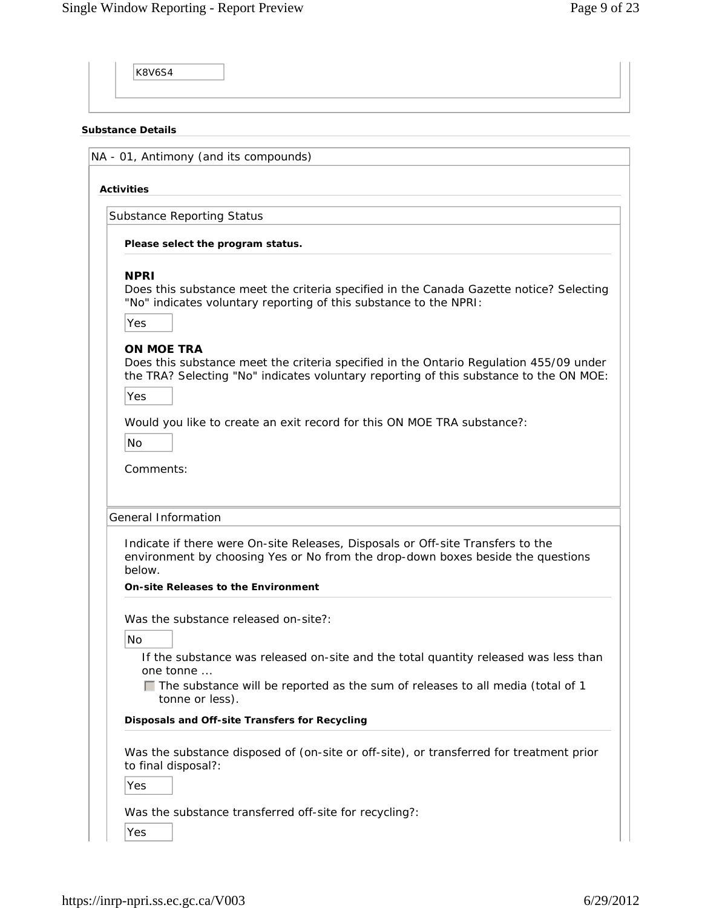K8V6S4

**Substance Details**

NA - 01, Antimony (and its compounds)

**Activities**

Substance Reporting Status

**Please select the program status.**

**NPRI**

Does this substance meet the criteria specified in the Canada Gazette notice? Selecting "No" indicates voluntary reporting of this substance to the NPRI:

Yes

**ON MOE TRA**

Does this substance meet the criteria specified in the Ontario Regulation 455/09 under the TRA? Selecting "No" indicates voluntary reporting of this substance to the ON MOE:

Yes

Would you like to create an exit record for this ON MOE TRA substance?:

No

Comments:

General Information

Indicate if there were On-site Releases, Disposals or Off-site Transfers to the environment by choosing Yes or No from the drop-down boxes beside the questions below.

**On-site Releases to the Environment**

Was the substance released on-site?:

No

If the substance was released on-site and the total quantity released was less than one tonne ...

- [ ] The substance will be reported as the sum of releases to all media (total of 1 tonne or less).

**Disposals and Off-site Transfers for Recycling**

Was the substance disposed of (on-site or off-site), or transferred for treatment prior to final disposal?:

Yes

Was the substance transferred off-site for recycling?:

Yes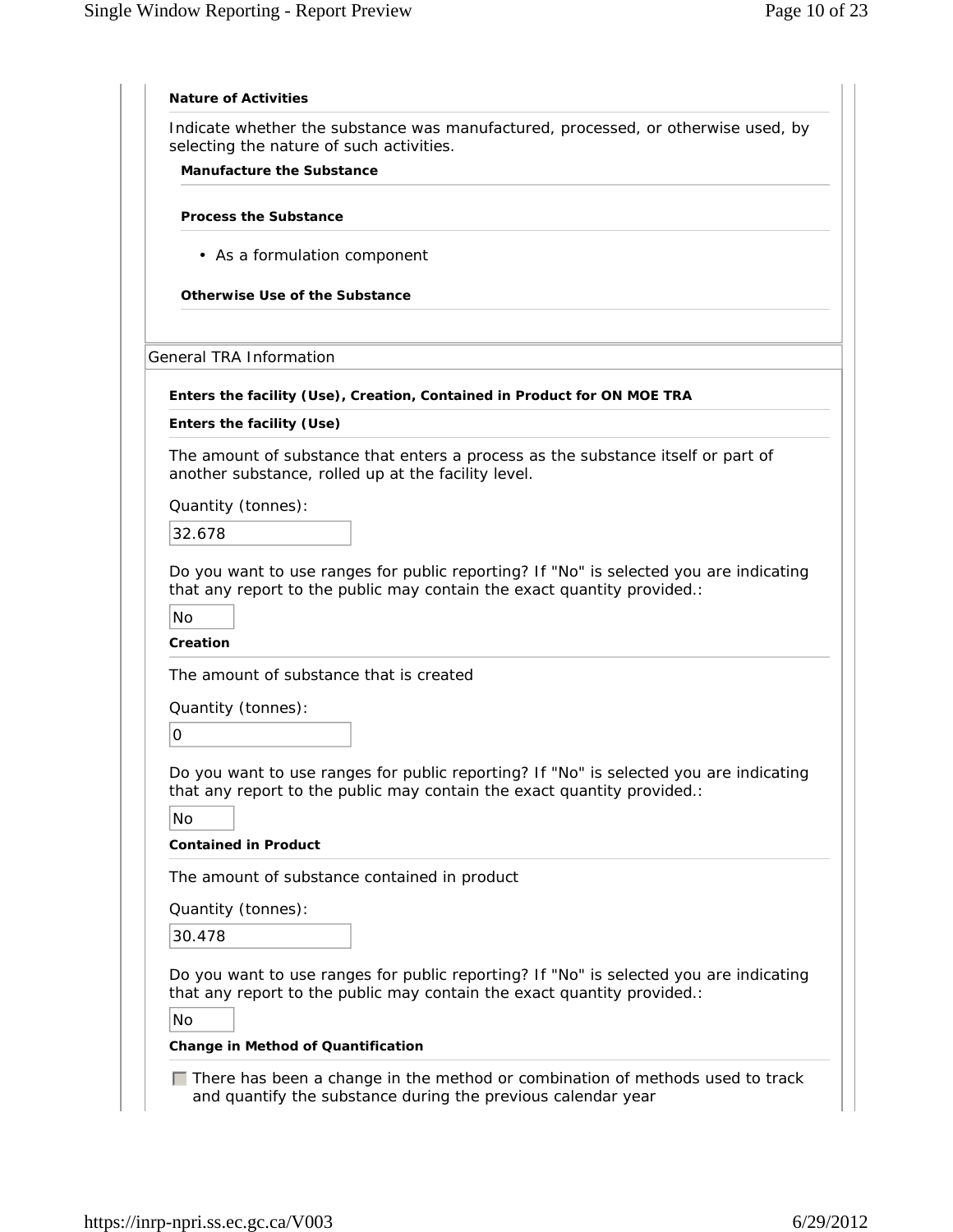**Nature of Activities**

Indicate whether the substance was manufactured, processed, or otherwise used, by selecting the nature of such activities.

**Manufacture the Substance**

**Process the Substance**

- As a formulation component

**Otherwise Use of the Substance**

General TRA Information

**Enters the facility (Use), Creation, Contained in Product for ON MOE TRA**

**Enters the facility (Use)**

The amount of substance that enters a process as the substance itself or part of another substance, rolled up at the facility level.

Quantity (tonnes):

32.678

Do you want to use ranges for public reporting? If "No" is selected you are indicating that any report to the public may contain the exact quantity provided.:

No

**Creation**

The amount of substance that is created

Quantity (tonnes):

0

Do you want to use ranges for public reporting? If "No" is selected you are indicating that any report to the public may contain the exact quantity provided.:

No

**Contained in Product**

The amount of substance contained in product

Quantity (tonnes):

30.478

Do you want to use ranges for public reporting? If "No" is selected you are indicating that any report to the public may contain the exact quantity provided.:

No

**Change in Method of Quantification**

☐ There has been a change in the method or combination of methods used to track and quantify the substance during the previous calendar year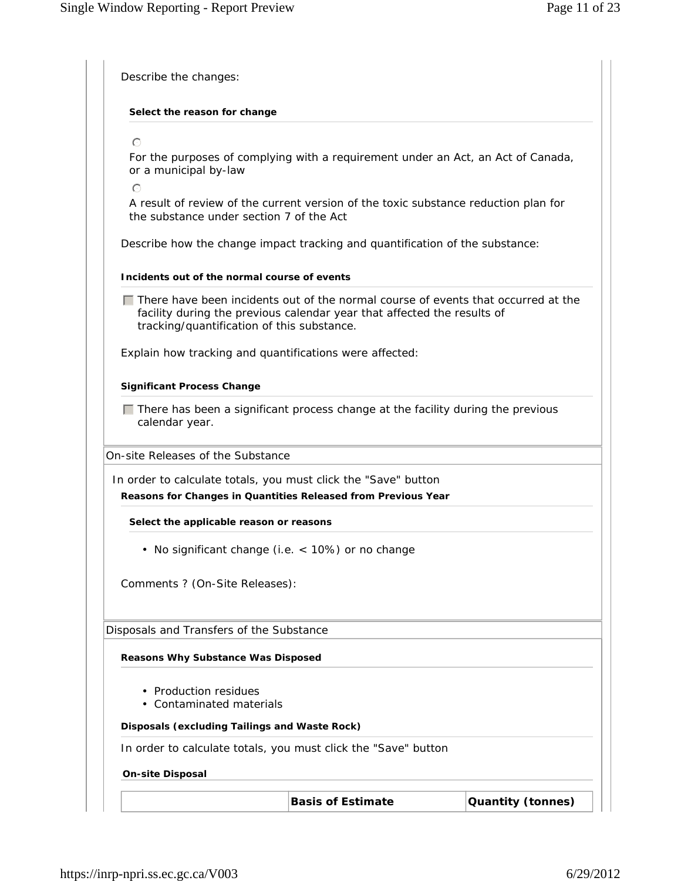Describe the changes:

**Select the reason for change**

○ For the purposes of complying with a requirement under an Act, an Act of Canada, or a municipal by-law

○ A result of review of the current version of the toxic substance reduction plan for the substance under section 7 of the Act

Describe how the change impact tracking and quantification of the substance:

**Incidents out of the normal course of events**

☐ There have been incidents out of the normal course of events that occurred at the facility during the previous calendar year that affected the results of tracking/quantification of this substance.

Explain how tracking and quantifications were affected:

**Significant Process Change**

☐ There has been a significant process change at the facility during the previous calendar year.

## On-site Releases of the Substance

In order to calculate totals, you must click the "Save" button

**Reasons for Changes in Quantities Released from Previous Year**

**Select the applicable reason or reasons**

- No significant change (i.e. < 10%) or no change

Comments ? (On-Site Releases):

## Disposals and Transfers of the Substance

**Reasons Why Substance Was Disposed**

- Production residues
- Contaminated materials

**Disposals (excluding Tailings and Waste Rock)**

In order to calculate totals, you must click the "Save" button

**On-site Disposal**

| | Basis of Estimate | Quantity (tonnes) |
|---|---|---|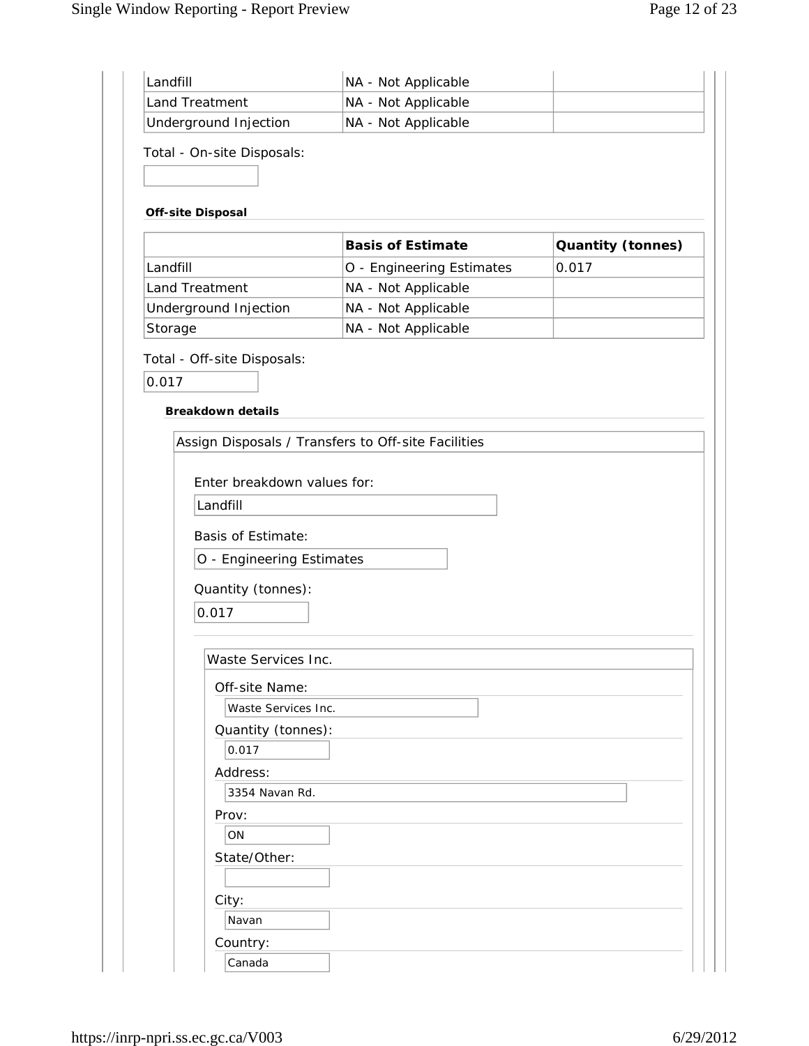| | | |
|---|---|---|
| Landfill | NA - Not Applicable | |
| Land Treatment | NA - Not Applicable | |
| Underground Injection | NA - Not Applicable | |

Total - On-site Disposals:

#### Off-site Disposal

| | Basis of Estimate | Quantity (tonnes) |
|---|---|---|
| Landfill | O - Engineering Estimates | 0.017 |
| Land Treatment | NA - Not Applicable | |
| Underground Injection | NA - Not Applicable | |
| Storage | NA - Not Applicable | |

Total - Off-site Disposals:

0.017

#### Breakdown details

Assign Disposals / Transfers to Off-site Facilities

Enter breakdown values for:

Landfill

Basis of Estimate:

O - Engineering Estimates

Quantity (tonnes):

0.017

Waste Services Inc.

Off-site Name:

Waste Services Inc.

Quantity (tonnes):

0.017

Address:

3354 Navan Rd.

Prov:

ON

State/Other:

City:

Navan

Country:

Canada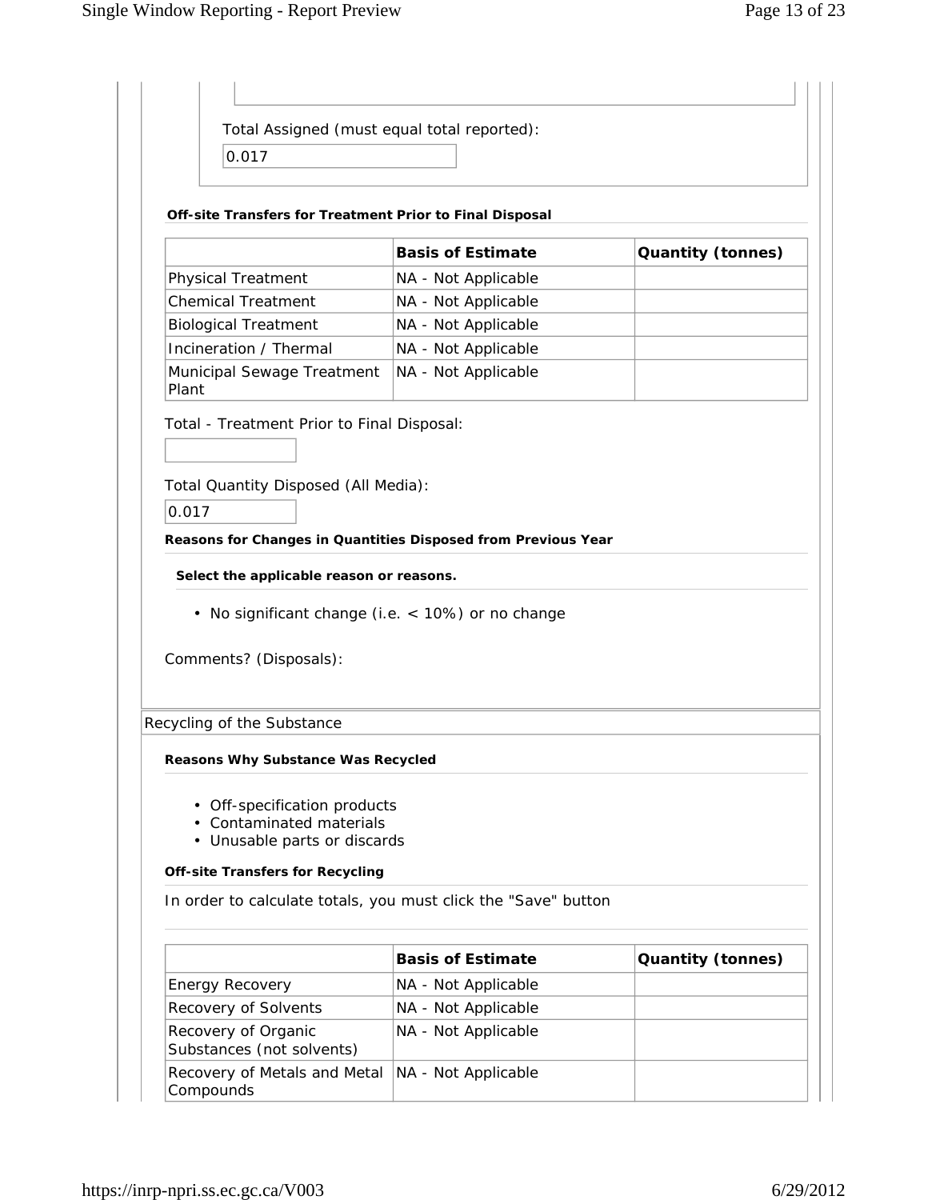Total Assigned (must equal total reported):

0.017

**Off-site Transfers for Treatment Prior to Final Disposal**

| | Basis of Estimate | Quantity (tonnes) |
|---|---|---|
| Physical Treatment | NA - Not Applicable | |
| Chemical Treatment | NA - Not Applicable | |
| Biological Treatment | NA - Not Applicable | |
| Incineration / Thermal | NA - Not Applicable | |
| Municipal Sewage Treatment Plant | NA - Not Applicable | |

Total - Treatment Prior to Final Disposal:

Total Quantity Disposed (All Media):

0.017

**Reasons for Changes in Quantities Disposed from Previous Year**

**Select the applicable reason or reasons.**

- No significant change (i.e. < 10%) or no change

Comments? (Disposals):

Recycling of the Substance

**Reasons Why Substance Was Recycled**

- Off-specification products
- Contaminated materials
- Unusable parts or discards

**Off-site Transfers for Recycling**

In order to calculate totals, you must click the "Save" button

| | Basis of Estimate | Quantity (tonnes) |
|---|---|---|
| Energy Recovery | NA - Not Applicable | |
| Recovery of Solvents | NA - Not Applicable | |
| Recovery of Organic Substances (not solvents) | NA - Not Applicable | |
| Recovery of Metals and Metal Compounds | NA - Not Applicable | |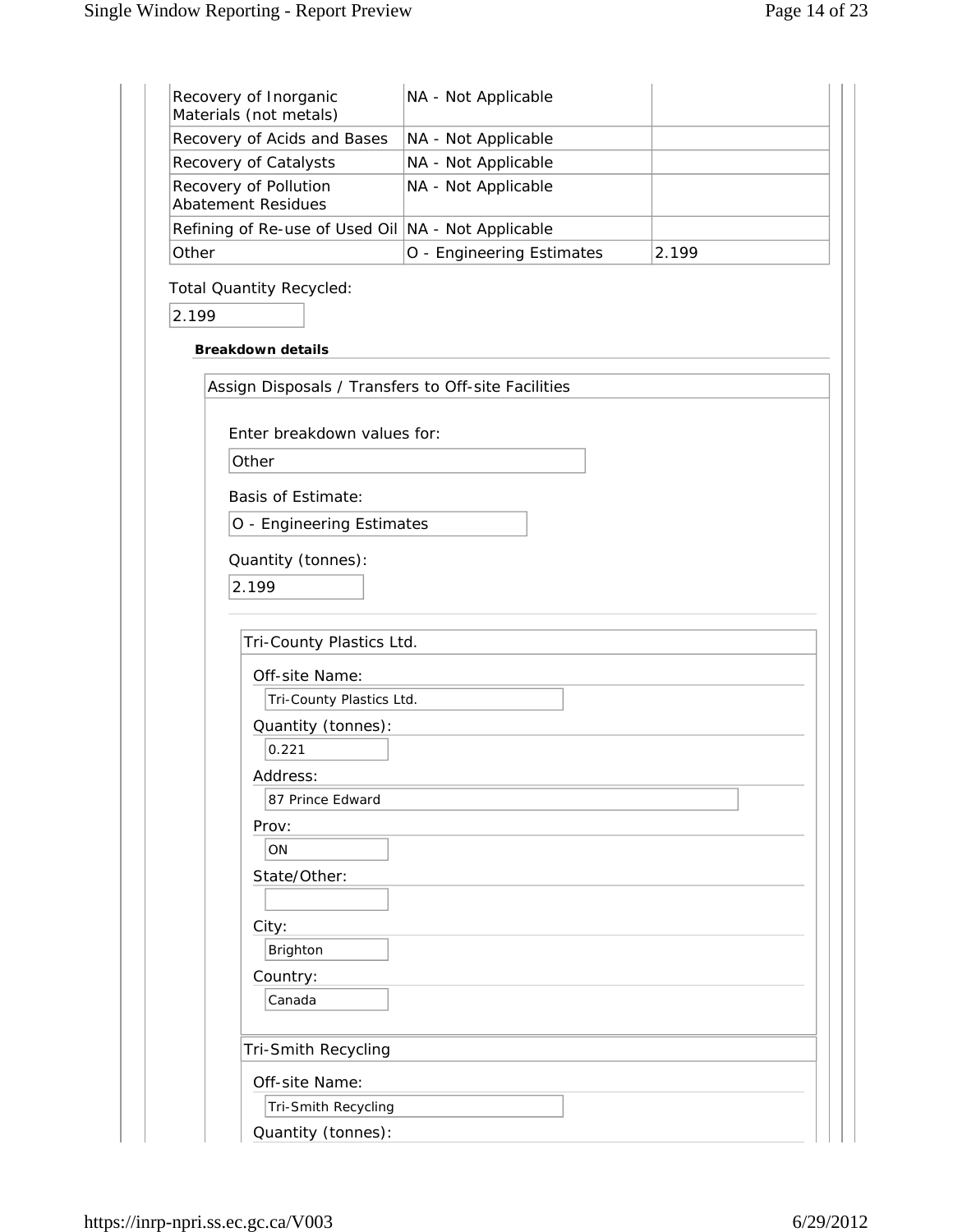| | | |
|---|---|---|
| Recovery of Inorganic Materials (not metals) | NA - Not Applicable | |
| Recovery of Acids and Bases | NA - Not Applicable | |
| Recovery of Catalysts | NA - Not Applicable | |
| Recovery of Pollution Abatement Residues | NA - Not Applicable | |
| Refining of Re-use of Used Oil | NA - Not Applicable | |
| Other | O - Engineering Estimates | 2.199 |

Total Quantity Recycled:

2.199

**Breakdown details**

Assign Disposals / Transfers to Off-site Facilities

Enter breakdown values for:

Other

Basis of Estimate:

O - Engineering Estimates

Quantity (tonnes):

2.199

Tri-County Plastics Ltd.

Off-site Name:

Tri-County Plastics Ltd.

Quantity (tonnes):

0.221

Address:

87 Prince Edward

Prov:

ON

State/Other:

City:

Brighton

Country:

Canada

Tri-Smith Recycling

Off-site Name:

Tri-Smith Recycling

Quantity (tonnes):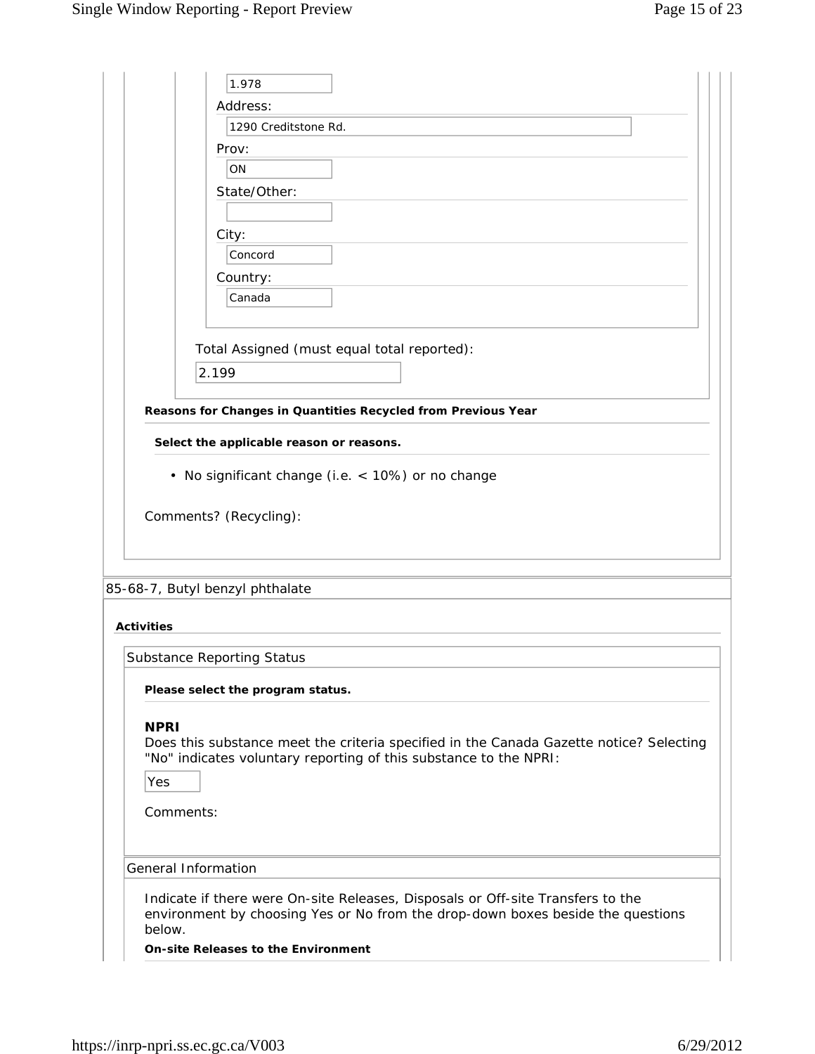1.978

Address:

1290 Creditstone Rd.

Prov:

ON

State/Other:

City:

Concord

Country:

Canada

Total Assigned (must equal total reported):

2.199

**Reasons for Changes in Quantities Recycled from Previous Year**

**Select the applicable reason or reasons.**

- No significant change (i.e. < 10%) or no change

Comments? (Recycling):

## 85-68-7, Butyl benzyl phthalate

**Activities**

### Substance Reporting Status

**Please select the program status.**

**NPRI**

Does this substance meet the criteria specified in the Canada Gazette notice? Selecting "No" indicates voluntary reporting of this substance to the NPRI:

Yes

Comments:

### General Information

Indicate if there were On-site Releases, Disposals or Off-site Transfers to the environment by choosing Yes or No from the drop-down boxes beside the questions below.

**On-site Releases to the Environment**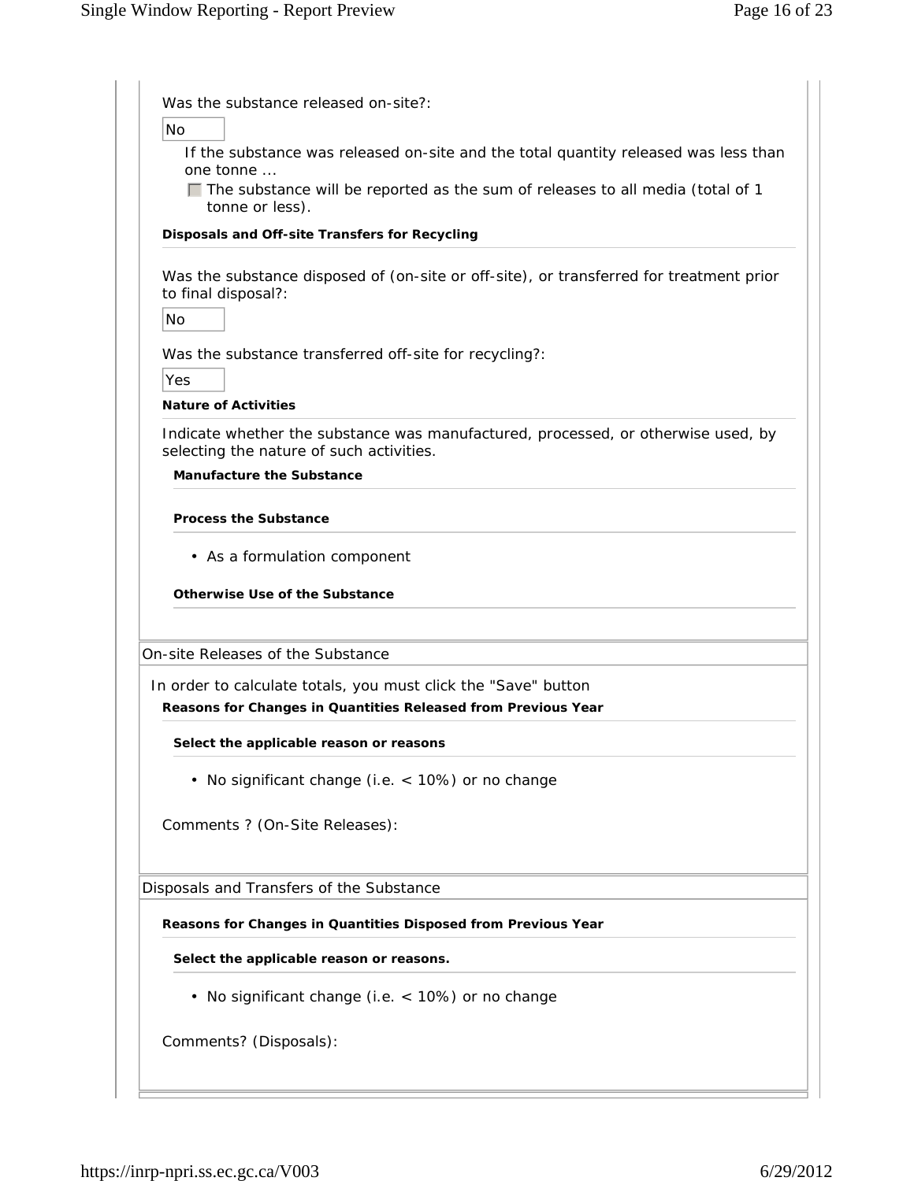Was the substance released on-site?:

No

If the substance was released on-site and the total quantity released was less than one tonne ...

- [ ] The substance will be reported as the sum of releases to all media (total of 1 tonne or less).

**Disposals and Off-site Transfers for Recycling**

Was the substance disposed of (on-site or off-site), or transferred for treatment prior to final disposal?:

No

Was the substance transferred off-site for recycling?:

Yes

**Nature of Activities**

Indicate whether the substance was manufactured, processed, or otherwise used, by selecting the nature of such activities.

**Manufacture the Substance**

**Process the Substance**

- As a formulation component

**Otherwise Use of the Substance**

## On-site Releases of the Substance

In order to calculate totals, you must click the "Save" button

**Reasons for Changes in Quantities Released from Previous Year**

**Select the applicable reason or reasons**

- No significant change (i.e. < 10%) or no change

Comments ? (On-Site Releases):

## Disposals and Transfers of the Substance

**Reasons for Changes in Quantities Disposed from Previous Year**

**Select the applicable reason or reasons.**

- No significant change (i.e. < 10%) or no change

Comments? (Disposals):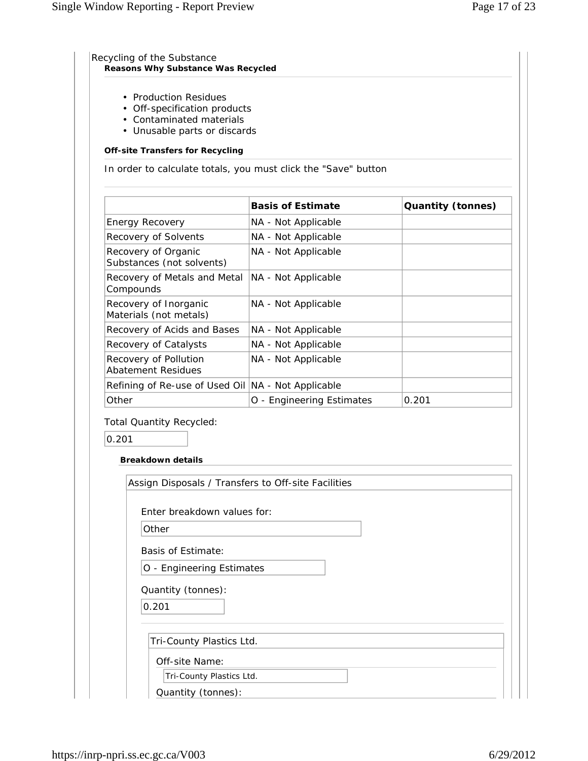Recycling of the Substance

**Reasons Why Substance Was Recycled**

- Production Residues
- Off-specification products
- Contaminated materials
- Unusable parts or discards

**Off-site Transfers for Recycling**

In order to calculate totals, you must click the "Save" button

| | Basis of Estimate | Quantity (tonnes) |
|---|---|---|
| Energy Recovery | NA - Not Applicable | |
| Recovery of Solvents | NA - Not Applicable | |
| Recovery of Organic Substances (not solvents) | NA - Not Applicable | |
| Recovery of Metals and Metal Compounds | NA - Not Applicable | |
| Recovery of Inorganic Materials (not metals) | NA - Not Applicable | |
| Recovery of Acids and Bases | NA - Not Applicable | |
| Recovery of Catalysts | NA - Not Applicable | |
| Recovery of Pollution Abatement Residues | NA - Not Applicable | |
| Refining of Re-use of Used Oil | NA - Not Applicable | |
| Other | O - Engineering Estimates | 0.201 |

Total Quantity Recycled:

0.201

**Breakdown details**

Assign Disposals / Transfers to Off-site Facilities

Enter breakdown values for:

Other

Basis of Estimate:

O - Engineering Estimates

Quantity (tonnes):

0.201

Tri-County Plastics Ltd.

Off-site Name:

Tri-County Plastics Ltd.

Quantity (tonnes):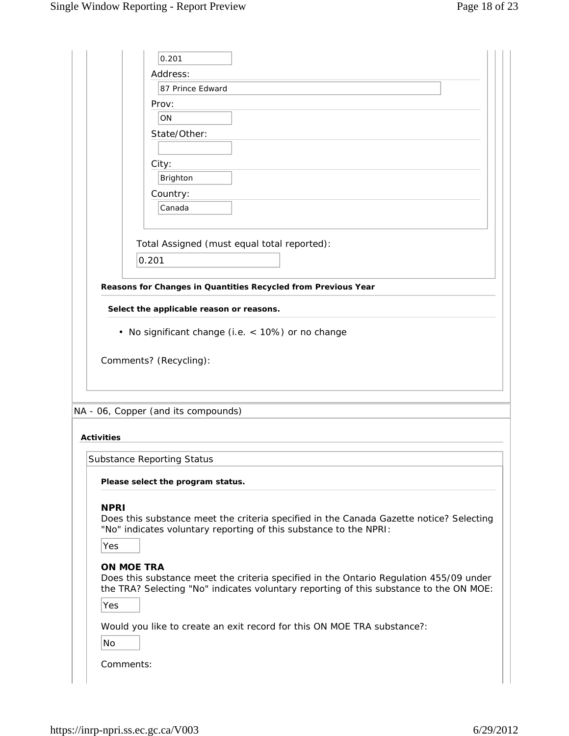0.201

Address:

87 Prince Edward

Prov:

ON

State/Other:

City:

Brighton

Country:

Canada

Total Assigned (must equal total reported):

0.201

**Reasons for Changes in Quantities Recycled from Previous Year**

**Select the applicable reason or reasons.**

- No significant change (i.e. < 10%) or no change

Comments? (Recycling):

NA - 06, Copper (and its compounds)

**Activities**

Substance Reporting Status

**Please select the program status.**

**NPRI**
Does this substance meet the criteria specified in the Canada Gazette notice? Selecting "No" indicates voluntary reporting of this substance to the NPRI:

Yes

**ON MOE TRA**
Does this substance meet the criteria specified in the Ontario Regulation 455/09 under the TRA? Selecting "No" indicates voluntary reporting of this substance to the ON MOE:

Yes

Would you like to create an exit record for this ON MOE TRA substance?:

No

Comments: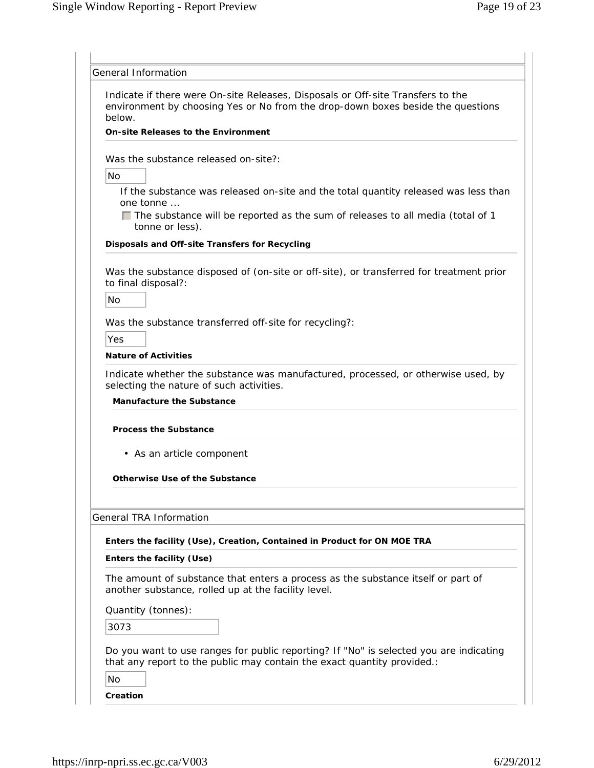## General Information

Indicate if there were On-site Releases, Disposals or Off-site Transfers to the environment by choosing Yes or No from the drop-down boxes beside the questions below.

**On-site Releases to the Environment**

Was the substance released on-site?:

No

If the substance was released on-site and the total quantity released was less than one tonne ...

☐ The substance will be reported as the sum of releases to all media (total of 1 tonne or less).

**Disposals and Off-site Transfers for Recycling**

Was the substance disposed of (on-site or off-site), or transferred for treatment prior to final disposal?:

No

Was the substance transferred off-site for recycling?:

Yes

**Nature of Activities**

Indicate whether the substance was manufactured, processed, or otherwise used, by selecting the nature of such activities.

**Manufacture the Substance**

**Process the Substance**

- As an article component

**Otherwise Use of the Substance**

## General TRA Information

**Enters the facility (Use), Creation, Contained in Product for ON MOE TRA**

**Enters the facility (Use)**

The amount of substance that enters a process as the substance itself or part of another substance, rolled up at the facility level.

Quantity (tonnes):

3073

Do you want to use ranges for public reporting? If "No" is selected you are indicating that any report to the public may contain the exact quantity provided.:

No

**Creation**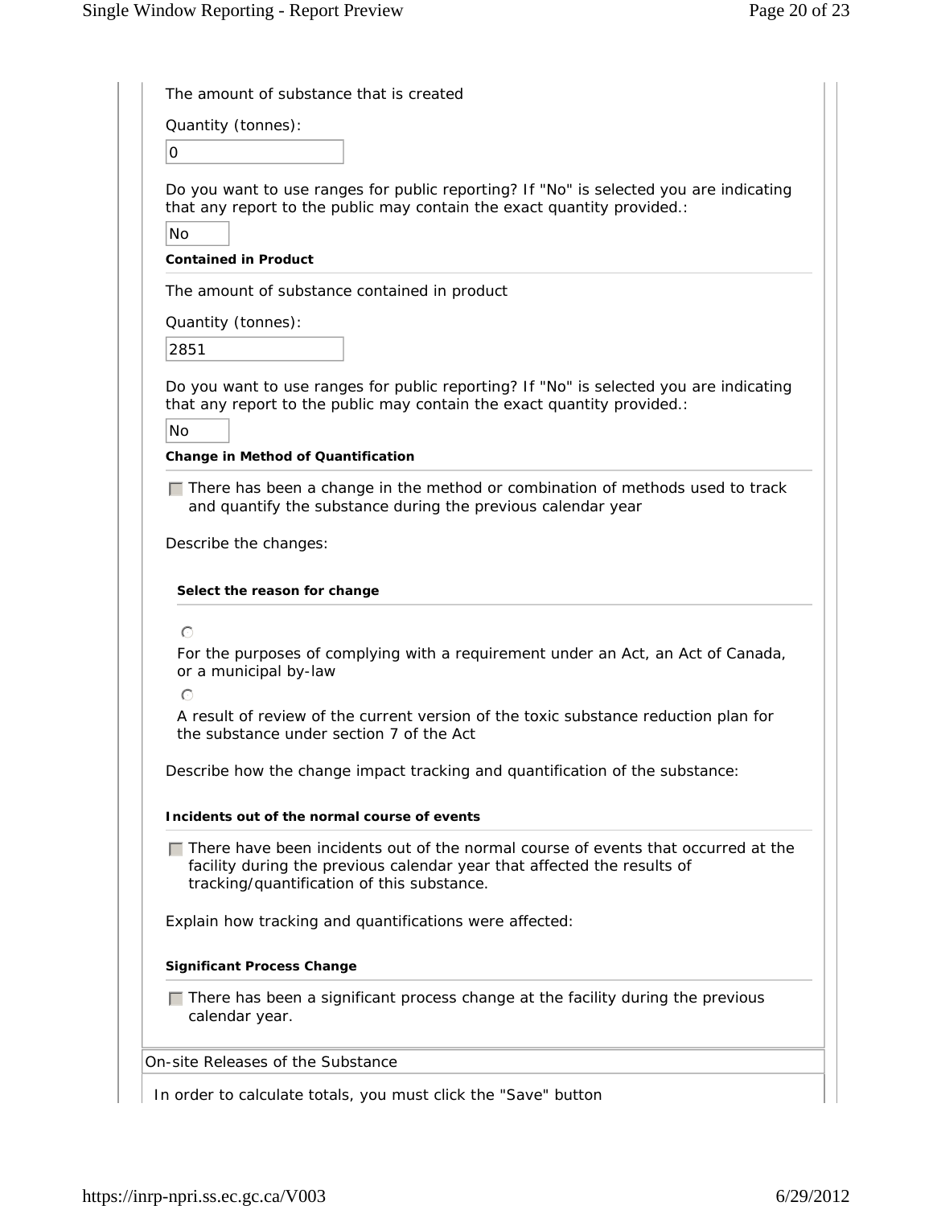The amount of substance that is created

Quantity (tonnes):

0

Do you want to use ranges for public reporting? If "No" is selected you are indicating that any report to the public may contain the exact quantity provided.:

No

**Contained in Product**

The amount of substance contained in product

Quantity (tonnes):

2851

Do you want to use ranges for public reporting? If "No" is selected you are indicating that any report to the public may contain the exact quantity provided.:

No

**Change in Method of Quantification**

- [ ] There has been a change in the method or combination of methods used to track and quantify the substance during the previous calendar year

Describe the changes:

**Select the reason for change**

- ○ For the purposes of complying with a requirement under an Act, an Act of Canada, or a municipal by-law
- ○ A result of review of the current version of the toxic substance reduction plan for the substance under section 7 of the Act

Describe how the change impact tracking and quantification of the substance:

**Incidents out of the normal course of events**

- [ ] There have been incidents out of the normal course of events that occurred at the facility during the previous calendar year that affected the results of tracking/quantification of this substance.

Explain how tracking and quantifications were affected:

**Significant Process Change**

- [ ] There has been a significant process change at the facility during the previous calendar year.

On-site Releases of the Substance

In order to calculate totals, you must click the "Save" button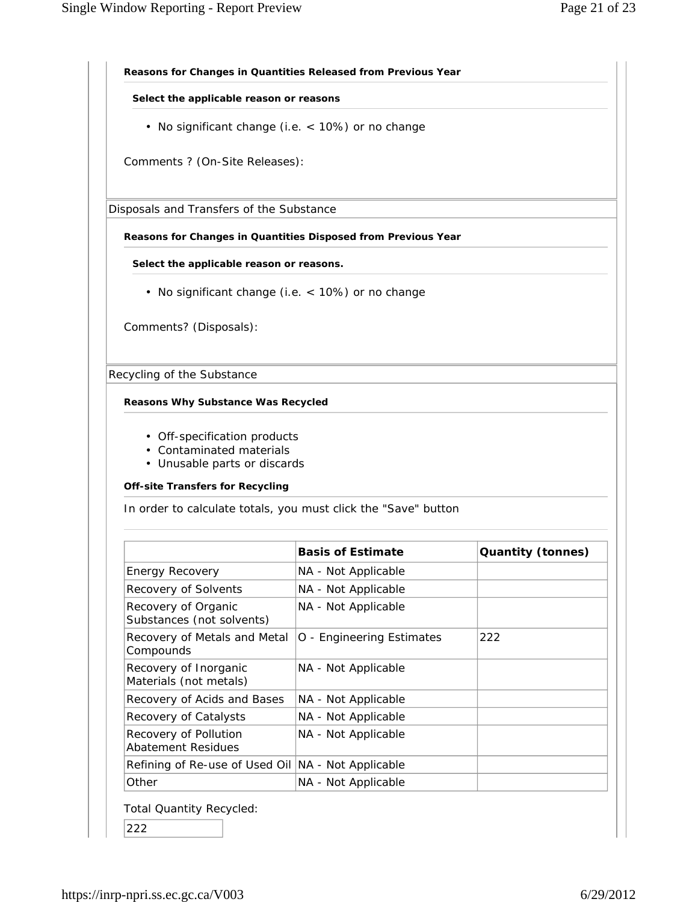**Reasons for Changes in Quantities Released from Previous Year**

**Select the applicable reason or reasons**

- No significant change (i.e. < 10%) or no change

Comments ? (On-Site Releases):

Disposals and Transfers of the Substance

**Reasons for Changes in Quantities Disposed from Previous Year**

**Select the applicable reason or reasons.**

- No significant change (i.e. < 10%) or no change

Comments? (Disposals):

Recycling of the Substance

**Reasons Why Substance Was Recycled**

- Off-specification products
- Contaminated materials
- Unusable parts or discards

**Off-site Transfers for Recycling**

In order to calculate totals, you must click the "Save" button

| | **Basis of Estimate** | **Quantity (tonnes)** |
|---|---|---|
| Energy Recovery | NA - Not Applicable | |
| Recovery of Solvents | NA - Not Applicable | |
| Recovery of Organic Substances (not solvents) | NA - Not Applicable | |
| Recovery of Metals and Metal Compounds | O - Engineering Estimates | 222 |
| Recovery of Inorganic Materials (not metals) | NA - Not Applicable | |
| Recovery of Acids and Bases | NA - Not Applicable | |
| Recovery of Catalysts | NA - Not Applicable | |
| Recovery of Pollution Abatement Residues | NA - Not Applicable | |
| Refining of Re-use of Used Oil | NA - Not Applicable | |
| Other | NA - Not Applicable | |

Total Quantity Recycled:

222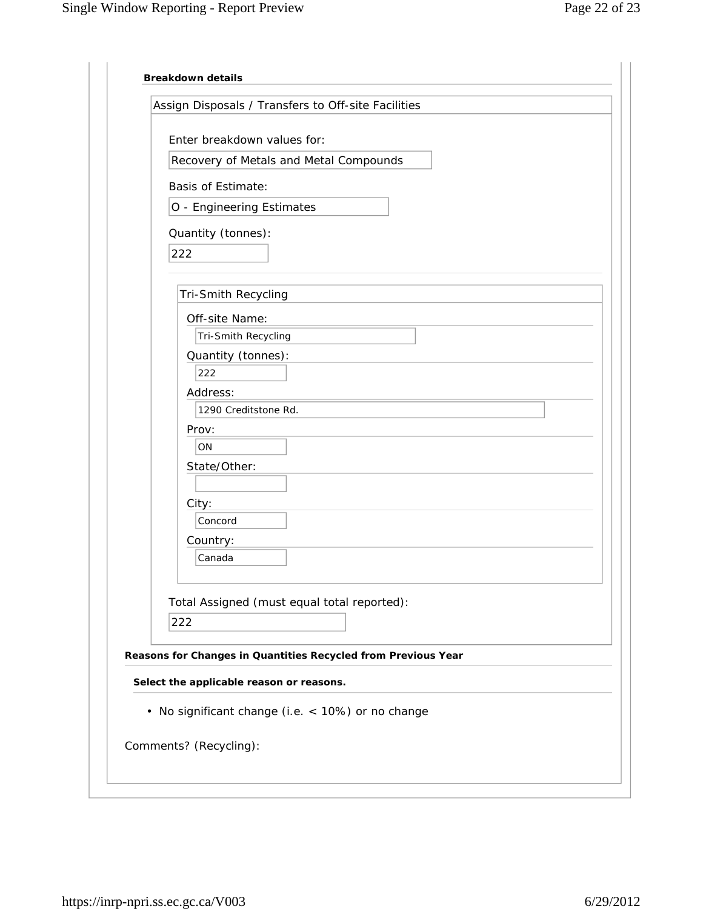**Breakdown details**

Assign Disposals / Transfers to Off-site Facilities

Enter breakdown values for:

Recovery of Metals and Metal Compounds

Basis of Estimate:

O - Engineering Estimates

Quantity (tonnes):

222

Tri-Smith Recycling

Off-site Name:

Tri-Smith Recycling

Quantity (tonnes):

222

Address:

1290 Creditstone Rd.

Prov:

ON

State/Other:

City:

Concord

Country:

Canada

Total Assigned (must equal total reported):

222

**Reasons for Changes in Quantities Recycled from Previous Year**

**Select the applicable reason or reasons.**

- No significant change (i.e. < 10%) or no change

Comments? (Recycling):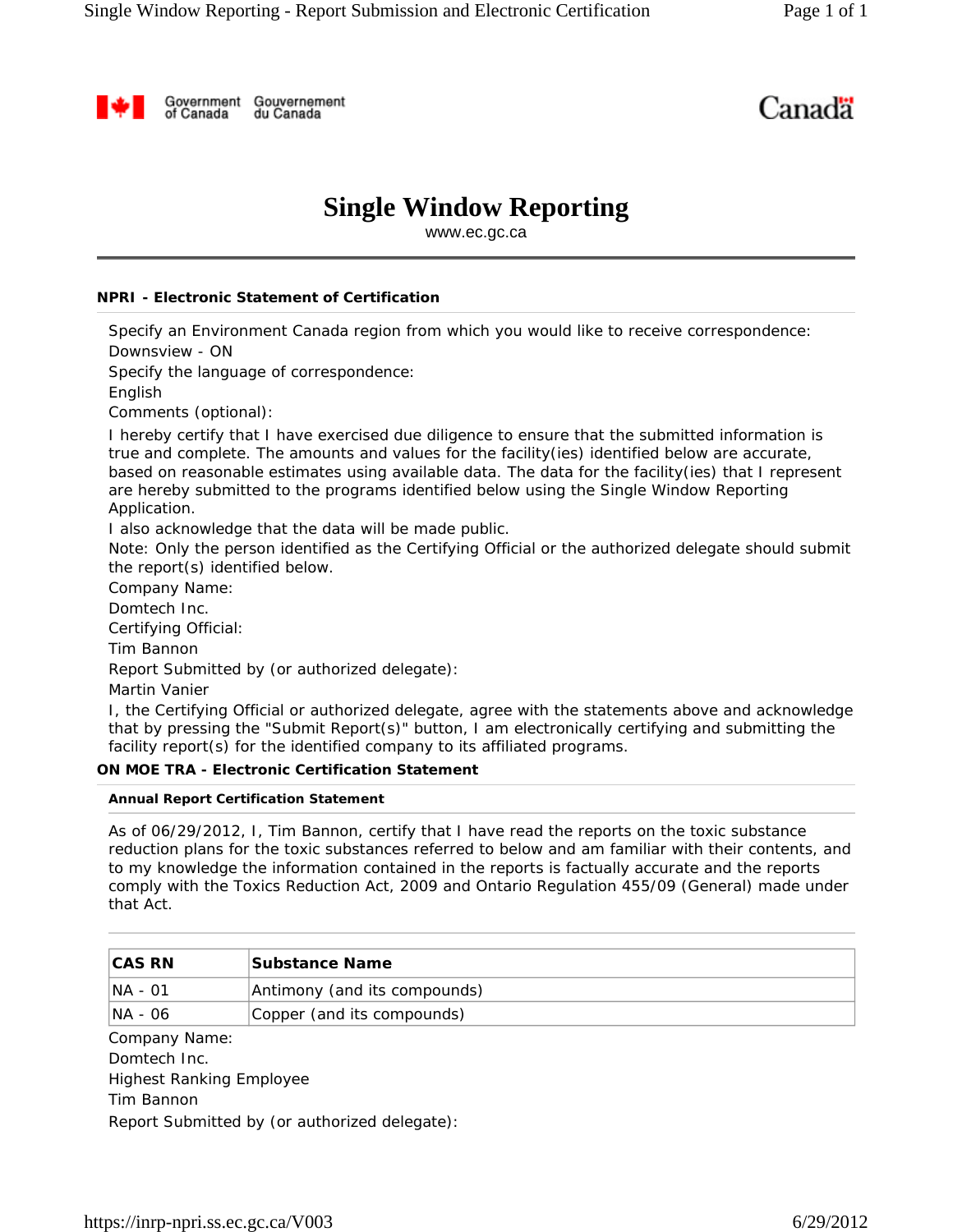Government of Canada Gouvernement du Canada

Canada

# Single Window Reporting

www.ec.gc.ca

**NPRI - Electronic Statement of Certification**

Specify an Environment Canada region from which you would like to receive correspondence:
Downsview - ON
Specify the language of correspondence:
English
Comments (optional):

I hereby certify that I have exercised due diligence to ensure that the submitted information is true and complete. The amounts and values for the facility(ies) identified below are accurate, based on reasonable estimates using available data. The data for the facility(ies) that I represent are hereby submitted to the programs identified below using the Single Window Reporting Application.

I also acknowledge that the data will be made public.

Note: Only the person identified as the Certifying Official or the authorized delegate should submit the report(s) identified below.

Company Name:
Domtech Inc.
Certifying Official:
Tim Bannon
Report Submitted by (or authorized delegate):
Martin Vanier

I, the Certifying Official or authorized delegate, agree with the statements above and acknowledge that by pressing the "Submit Report(s)" button, I am electronically certifying and submitting the facility report(s) for the identified company to its affiliated programs.

**ON MOE TRA - Electronic Certification Statement**

**Annual Report Certification Statement**

As of 06/29/2012, I, Tim Bannon, certify that I have read the reports on the toxic substance reduction plans for the toxic substances referred to below and am familiar with their contents, and to my knowledge the information contained in the reports is factually accurate and the reports comply with the Toxics Reduction Act, 2009 and Ontario Regulation 455/09 (General) made under that Act.

| CAS RN | Substance Name |
|---|---|
| NA - 01 | Antimony (and its compounds) |
| NA - 06 | Copper (and its compounds) |

Company Name:
Domtech Inc.
Highest Ranking Employee
Tim Bannon
Report Submitted by (or authorized delegate):